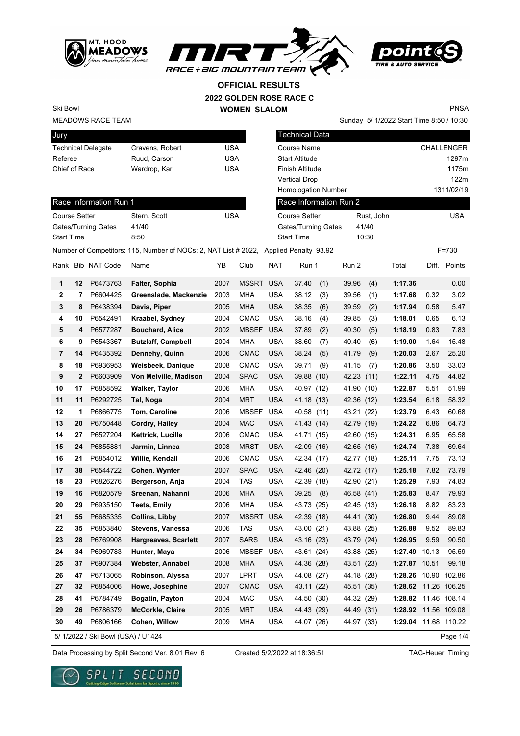# OFFICIAL RESULTS

## 2022 GOLDEN ROSE RACE C

## WOMEN SLALOM

Ski Bowl

MEADOWS RACE TEAM

PNSA

Sunday 5/ 1/2022 Start Time 8:50 / 10:30

| Jury | | |
|---|---|---|
| Technical Delegate | Cravens, Robert | USA |
| Referee | Ruud, Carson | USA |
| Chief of Race | Wardrop, Karl | USA |

| Technical Data | |
|---|---|
| Course Name | CHALLENGER |
| Start Altitude | 1297m |
| Finish Altitude | 1175m |
| Vertical Drop | 122m |
| Homologation Number | 1311/02/19 |

| Race Information Run 1 | | |
|---|---|---|
| Course Setter | Stern, Scott | USA |
| Gates/Turning Gates | 41/40 | |
| Start Time | 8:50 | |

| Race Information Run 2 | | |
|---|---|---|
| Course Setter | Rust, John | USA |
| Gates/Turning Gates | 41/40 | |
| Start Time | 10:30 | |

Number of Competitors: 115, Number of NOCs: 2, NAT List # 2022, Applied Penalty 93.92 F=730

| Rank | Bib | NAT Code | Name | YB | Club | NAT | Run 1 | Run 2 | Total | Diff. | Points |
|---|---|---|---|---|---|---|---|---|---|---|---|
| 1 | 12 | P6473763 | **Falter, Sophia** | 2007 | MSSRT | USA | 37.40 (1) | 39.96 (4) | **1:17.36** | | 0.00 |
| 2 | 7 | P6604425 | **Greenslade, Mackenzie** | 2003 | MHA | USA | 38.12 (3) | 39.56 (1) | **1:17.68** | 0.32 | 3.02 |
| 3 | 8 | P6438394 | **Davis, Piper** | 2005 | MHA | USA | 38.35 (6) | 39.59 (2) | **1:17.94** | 0.58 | 5.47 |
| 4 | 10 | P6542491 | **Kraabel, Sydney** | 2004 | CMAC | USA | 38.16 (4) | 39.85 (3) | **1:18.01** | 0.65 | 6.13 |
| 5 | 4 | P6577287 | **Bouchard, Alice** | 2002 | MBSEF | USA | 37.89 (2) | 40.30 (5) | **1:18.19** | 0.83 | 7.83 |
| 6 | 9 | P6543367 | **Butzlaff, Campbell** | 2004 | MHA | USA | 38.60 (7) | 40.40 (6) | **1:19.00** | 1.64 | 15.48 |
| 7 | 14 | P6435392 | **Dennehy, Quinn** | 2006 | CMAC | USA | 38.24 (5) | 41.79 (9) | **1:20.03** | 2.67 | 25.20 |
| 8 | 18 | P6936953 | **Weisbeek, Danique** | 2008 | CMAC | USA | 39.71 (9) | 41.15 (7) | **1:20.86** | 3.50 | 33.03 |
| 9 | 2 | P6603909 | **Von Melville, Madison** | 2004 | SPAC | USA | 39.88 (10) | 42.23 (11) | **1:22.11** | 4.75 | 44.82 |
| 10 | 17 | P6858592 | **Walker, Taylor** | 2006 | MHA | USA | 40.97 (12) | 41.90 (10) | **1:22.87** | 5.51 | 51.99 |
| 11 | 11 | P6292725 | **Tal, Noga** | 2004 | MRT | USA | 41.18 (13) | 42.36 (12) | **1:23.54** | 6.18 | 58.32 |
| 12 | 1 | P6866775 | **Tom, Caroline** | 2006 | MBSEF | USA | 40.58 (11) | 43.21 (22) | **1:23.79** | 6.43 | 60.68 |
| 13 | 20 | P6750448 | **Cordry, Hailey** | 2004 | MAC | USA | 41.43 (14) | 42.79 (19) | **1:24.22** | 6.86 | 64.73 |
| 14 | 27 | P6527204 | **Kettrick, Lucille** | 2006 | CMAC | USA | 41.71 (15) | 42.60 (15) | **1:24.31** | 6.95 | 65.58 |
| 15 | 24 | P6855881 | **Jarmin, Linnea** | 2008 | MRST | USA | 42.09 (16) | 42.65 (16) | **1:24.74** | 7.38 | 69.64 |
| 16 | 21 | P6854012 | **Willie, Kendall** | 2006 | CMAC | USA | 42.34 (17) | 42.77 (18) | **1:25.11** | 7.75 | 73.13 |
| 17 | 38 | P6544722 | **Cohen, Wynter** | 2007 | SPAC | USA | 42.46 (20) | 42.72 (17) | **1:25.18** | 7.82 | 73.79 |
| 18 | 23 | P6826276 | **Bergerson, Anja** | 2004 | TAS | USA | 42.39 (18) | 42.90 (21) | **1:25.29** | 7.93 | 74.83 |
| 19 | 16 | P6820579 | **Sreenan, Nahanni** | 2006 | MHA | USA | 39.25 (8) | 46.58 (41) | **1:25.83** | 8.47 | 79.93 |
| 20 | 29 | P6935150 | **Teets, Emily** | 2006 | MHA | USA | 43.73 (25) | 42.45 (13) | **1:26.18** | 8.82 | 83.23 |
| 21 | 55 | P6685335 | **Collins, Libby** | 2007 | MSSRT | USA | 42.39 (18) | 44.41 (30) | **1:26.80** | 9.44 | 89.08 |
| 22 | 35 | P6853840 | **Stevens, Vanessa** | 2006 | TAS | USA | 43.00 (21) | 43.88 (25) | **1:26.88** | 9.52 | 89.83 |
| 23 | 28 | P6769908 | **Hargreaves, Scarlett** | 2007 | SARS | USA | 43.16 (23) | 43.79 (24) | **1:26.95** | 9.59 | 90.50 |
| 24 | 34 | P6969783 | **Hunter, Maya** | 2006 | MBSEF | USA | 43.61 (24) | 43.88 (25) | **1:27.49** | 10.13 | 95.59 |
| 25 | 37 | P6907384 | **Webster, Annabel** | 2008 | MHA | USA | 44.36 (28) | 43.51 (23) | **1:27.87** | 10.51 | 99.18 |
| 26 | 47 | P6713065 | **Robinson, Alyssa** | 2007 | LPRT | USA | 44.08 (27) | 44.18 (28) | **1:28.26** | 10.90 | 102.86 |
| 27 | 32 | P6854006 | **Howe, Josephine** | 2007 | CMAC | USA | 43.11 (22) | 45.51 (35) | **1:28.62** | 11.26 | 106.25 |
| 28 | 41 | P6784749 | **Bogatin, Payton** | 2004 | MAC | USA | 44.50 (30) | 44.32 (29) | **1:28.82** | 11.46 | 108.14 |
| 29 | 26 | P6786379 | **McCorkle, Claire** | 2005 | MRT | USA | 44.43 (29) | 44.49 (31) | **1:28.92** | 11.56 | 109.08 |
| 30 | 49 | P6806166 | **Cohen, Willow** | 2009 | MHA | USA | 44.07 (26) | 44.97 (33) | **1:29.04** | 11.68 | 110.22 |

5/ 1/2022 / Ski Bowl (USA) / U1424

Data Processing by Split Second Ver. 8.01 Rev. 6 Created 5/2/2022 at 18:36:51 TAG-Heuer Timing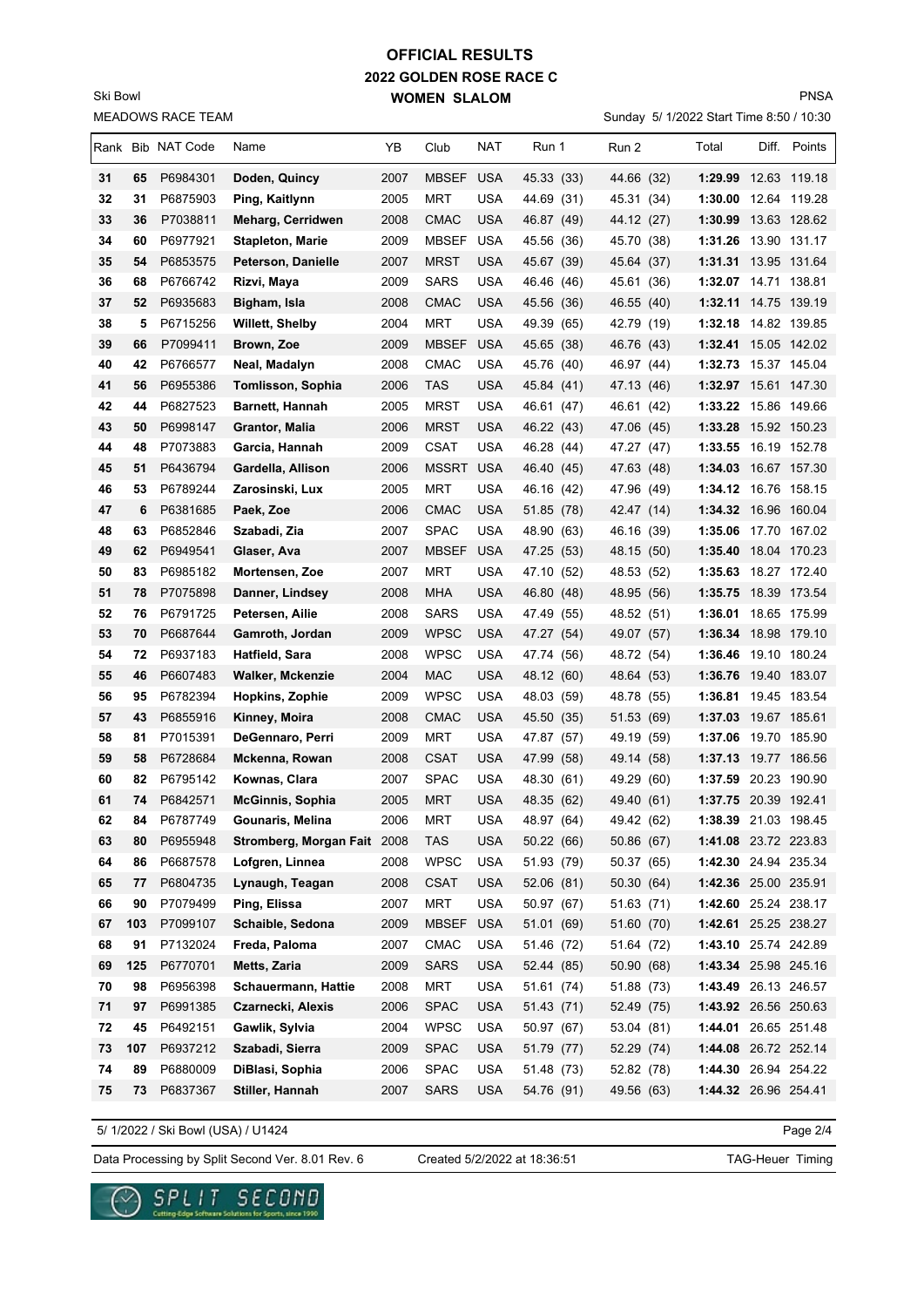# OFFICIAL RESULTS
## 2022 GOLDEN ROSE RACE C
### WOMEN SLALOM

Ski Bowl
MEADOWS RACE TEAM

PNSA
Sunday 5/ 1/2022 Start Time 8:50 / 10:30

| Rank | Bib | NAT Code | Name | YB | Club | NAT | Run 1 | Run 2 | Total | Diff. | Points |
|---|---|---|---|---|---|---|---|---|---|---|---|
| 31 | 65 | P6984301 | **Doden, Quincy** | 2007 | MBSEF | USA | 45.33 (33) | 44.66 (32) | **1:29.99** | 12.63 | 119.18 |
| 32 | 31 | P6875903 | **Ping, Kaitlynn** | 2005 | MRT | USA | 44.69 (31) | 45.31 (34) | **1:30.00** | 12.64 | 119.28 |
| 33 | 36 | P7038811 | **Meharg, Cerridwen** | 2008 | CMAC | USA | 46.87 (49) | 44.12 (27) | **1:30.99** | 13.63 | 128.62 |
| 34 | 60 | P6977921 | **Stapleton, Marie** | 2009 | MBSEF | USA | 45.56 (36) | 45.70 (38) | **1:31.26** | 13.90 | 131.17 |
| 35 | 54 | P6853575 | **Peterson, Danielle** | 2007 | MRST | USA | 45.67 (39) | 45.64 (37) | **1:31.31** | 13.95 | 131.64 |
| 36 | 68 | P6766742 | **Rizvi, Maya** | 2009 | SARS | USA | 46.46 (46) | 45.61 (36) | **1:32.07** | 14.71 | 138.81 |
| 37 | 52 | P6935683 | **Bigham, Isla** | 2008 | CMAC | USA | 45.56 (36) | 46.55 (40) | **1:32.11** | 14.75 | 139.19 |
| 38 | 5 | P6715256 | **Willett, Shelby** | 2004 | MRT | USA | 49.39 (65) | 42.79 (19) | **1:32.18** | 14.82 | 139.85 |
| 39 | 66 | P7099411 | **Brown, Zoe** | 2009 | MBSEF | USA | 45.65 (38) | 46.76 (43) | **1:32.41** | 15.05 | 142.02 |
| 40 | 42 | P6766577 | **Neal, Madalyn** | 2008 | CMAC | USA | 45.76 (40) | 46.97 (44) | **1:32.73** | 15.37 | 145.04 |
| 41 | 56 | P6955386 | **Tomlisson, Sophia** | 2006 | TAS | USA | 45.84 (41) | 47.13 (46) | **1:32.97** | 15.61 | 147.30 |
| 42 | 44 | P6827523 | **Barnett, Hannah** | 2005 | MRST | USA | 46.61 (47) | 46.61 (42) | **1:33.22** | 15.86 | 149.66 |
| 43 | 50 | P6998147 | **Grantor, Malia** | 2006 | MRST | USA | 46.22 (43) | 47.06 (45) | **1:33.28** | 15.92 | 150.23 |
| 44 | 48 | P7073883 | **Garcia, Hannah** | 2009 | CSAT | USA | 46.28 (44) | 47.27 (47) | **1:33.55** | 16.19 | 152.78 |
| 45 | 51 | P6436794 | **Gardella, Allison** | 2006 | MSSRT | USA | 46.40 (45) | 47.63 (48) | **1:34.03** | 16.67 | 157.30 |
| 46 | 53 | P6789244 | **Zarosinski, Lux** | 2005 | MRT | USA | 46.16 (42) | 47.96 (49) | **1:34.12** | 16.76 | 158.15 |
| 47 | 6 | P6381685 | **Paek, Zoe** | 2006 | CMAC | USA | 51.85 (78) | 42.47 (14) | **1:34.32** | 16.96 | 160.04 |
| 48 | 63 | P6852846 | **Szabadi, Zia** | 2007 | SPAC | USA | 48.90 (63) | 46.16 (39) | **1:35.06** | 17.70 | 167.02 |
| 49 | 62 | P6949541 | **Glaser, Ava** | 2007 | MBSEF | USA | 47.25 (53) | 48.15 (50) | **1:35.40** | 18.04 | 170.23 |
| 50 | 83 | P6985182 | **Mortensen, Zoe** | 2007 | MRT | USA | 47.10 (52) | 48.53 (52) | **1:35.63** | 18.27 | 172.40 |
| 51 | 78 | P7075898 | **Danner, Lindsey** | 2008 | MHA | USA | 46.80 (48) | 48.95 (56) | **1:35.75** | 18.39 | 173.54 |
| 52 | 76 | P6791725 | **Petersen, Ailie** | 2008 | SARS | USA | 47.49 (55) | 48.52 (51) | **1:36.01** | 18.65 | 175.99 |
| 53 | 70 | P6687644 | **Gamroth, Jordan** | 2009 | WPSC | USA | 47.27 (54) | 49.07 (57) | **1:36.34** | 18.98 | 179.10 |
| 54 | 72 | P6937183 | **Hatfield, Sara** | 2008 | WPSC | USA | 47.74 (56) | 48.72 (54) | **1:36.46** | 19.10 | 180.24 |
| 55 | 46 | P6607483 | **Walker, Mckenzie** | 2004 | MAC | USA | 48.12 (60) | 48.64 (53) | **1:36.76** | 19.40 | 183.07 |
| 56 | 95 | P6782394 | **Hopkins, Zophie** | 2009 | WPSC | USA | 48.03 (59) | 48.78 (55) | **1:36.81** | 19.45 | 183.54 |
| 57 | 43 | P6855916 | **Kinney, Moira** | 2008 | CMAC | USA | 45.50 (35) | 51.53 (69) | **1:37.03** | 19.67 | 185.61 |
| 58 | 81 | P7015391 | **DeGennaro, Perri** | 2009 | MRT | USA | 47.87 (57) | 49.19 (59) | **1:37.06** | 19.70 | 185.90 |
| 59 | 58 | P6728684 | **Mckenna, Rowan** | 2008 | CSAT | USA | 47.99 (58) | 49.14 (58) | **1:37.13** | 19.77 | 186.56 |
| 60 | 82 | P6795142 | **Kownas, Clara** | 2007 | SPAC | USA | 48.30 (61) | 49.29 (60) | **1:37.59** | 20.23 | 190.90 |
| 61 | 74 | P6842571 | **McGinnis, Sophia** | 2005 | MRT | USA | 48.35 (62) | 49.40 (61) | **1:37.75** | 20.39 | 192.41 |
| 62 | 84 | P6787749 | **Gounaris, Melina** | 2006 | MRT | USA | 48.97 (64) | 49.42 (62) | **1:38.39** | 21.03 | 198.45 |
| 63 | 80 | P6955948 | **Stromberg, Morgan Fait** | 2008 | TAS | USA | 50.22 (66) | 50.86 (67) | **1:41.08** | 23.72 | 223.83 |
| 64 | 86 | P6687578 | **Lofgren, Linnea** | 2008 | WPSC | USA | 51.93 (79) | 50.37 (65) | **1:42.30** | 24.94 | 235.34 |
| 65 | 77 | P6804735 | **Lynaugh, Teagan** | 2008 | CSAT | USA | 52.06 (81) | 50.30 (64) | **1:42.36** | 25.00 | 235.91 |
| 66 | 90 | P7079499 | **Ping, Elissa** | 2007 | MRT | USA | 50.97 (67) | 51.63 (71) | **1:42.60** | 25.24 | 238.17 |
| 67 | 103 | P7099107 | **Schaible, Sedona** | 2009 | MBSEF | USA | 51.01 (69) | 51.60 (70) | **1:42.61** | 25.25 | 238.27 |
| 68 | 91 | P7132024 | **Freda, Paloma** | 2007 | CMAC | USA | 51.46 (72) | 51.64 (72) | **1:43.10** | 25.74 | 242.89 |
| 69 | 125 | P6770701 | **Metts, Zaria** | 2009 | SARS | USA | 52.44 (85) | 50.90 (68) | **1:43.34** | 25.98 | 245.16 |
| 70 | 98 | P6956398 | **Schauermann, Hattie** | 2008 | MRT | USA | 51.61 (74) | 51.88 (73) | **1:43.49** | 26.13 | 246.57 |
| 71 | 97 | P6991385 | **Czarnecki, Alexis** | 2006 | SPAC | USA | 51.43 (71) | 52.49 (75) | **1:43.92** | 26.56 | 250.63 |
| 72 | 45 | P6492151 | **Gawlik, Sylvia** | 2004 | WPSC | USA | 50.97 (67) | 53.04 (81) | **1:44.01** | 26.65 | 251.48 |
| 73 | 107 | P6937212 | **Szabadi, Sierra** | 2009 | SPAC | USA | 51.79 (77) | 52.29 (74) | **1:44.08** | 26.72 | 252.14 |
| 74 | 89 | P6880009 | **DiBlasi, Sophia** | 2006 | SPAC | USA | 51.48 (73) | 52.82 (78) | **1:44.30** | 26.94 | 254.22 |
| 75 | 73 | P6837367 | **Stiller, Hannah** | 2007 | SARS | USA | 54.76 (91) | 49.56 (63) | **1:44.32** | 26.96 | 254.41 |

5/ 1/2022 / Ski Bowl (USA) / U1424

Data Processing by Split Second Ver. 8.01 Rev. 6 — Created 5/2/2022 at 18:36:51 — TAG-Heuer Timing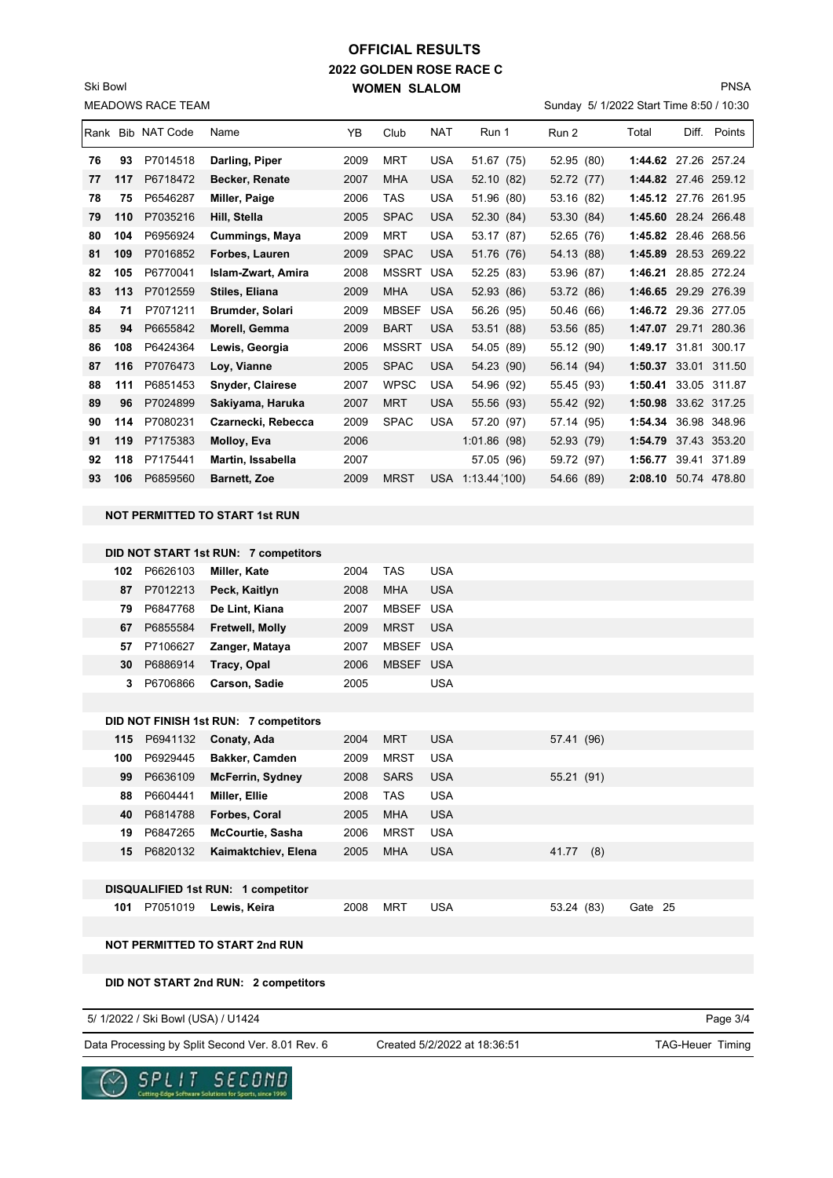# OFFICIAL RESULTS
## 2022 GOLDEN ROSE RACE C
## WOMEN SLALOM

Ski Bowl
MEADOWS RACE TEAM

PNSA
Sunday 5/ 1/2022 Start Time 8:50 / 10:30

| Rank | Bib | NAT Code | Name | YB | Club | NAT | Run 1 | Run 2 | Total | Diff. | Points |
|---|---|---|---|---|---|---|---|---|---|---|---|
| 76 | 93 | P7014518 | **Darling, Piper** | 2009 | MRT | USA | 51.67 (75) | 52.95 (80) | **1:44.62** | 27.26 | 257.24 |
| 77 | 117 | P6718472 | **Becker, Renate** | 2007 | MHA | USA | 52.10 (82) | 52.72 (77) | **1:44.82** | 27.46 | 259.12 |
| 78 | 75 | P6546287 | **Miller, Paige** | 2006 | TAS | USA | 51.96 (80) | 53.16 (82) | **1:45.12** | 27.76 | 261.95 |
| 79 | 110 | P7035216 | **Hill, Stella** | 2005 | SPAC | USA | 52.30 (84) | 53.30 (84) | **1:45.60** | 28.24 | 266.48 |
| 80 | 104 | P6956924 | **Cummings, Maya** | 2009 | MRT | USA | 53.17 (87) | 52.65 (76) | **1:45.82** | 28.46 | 268.56 |
| 81 | 109 | P7016852 | **Forbes, Lauren** | 2009 | SPAC | USA | 51.76 (76) | 54.13 (88) | **1:45.89** | 28.53 | 269.22 |
| 82 | 105 | P6770041 | **Islam-Zwart, Amira** | 2008 | MSSRT | USA | 52.25 (83) | 53.96 (87) | **1:46.21** | 28.85 | 272.24 |
| 83 | 113 | P7012559 | **Stiles, Eliana** | 2009 | MHA | USA | 52.93 (86) | 53.72 (86) | **1:46.65** | 29.29 | 276.39 |
| 84 | 71 | P7071211 | **Brumder, Solari** | 2009 | MBSEF | USA | 56.26 (95) | 50.46 (66) | **1:46.72** | 29.36 | 277.05 |
| 85 | 94 | P6655842 | **Morell, Gemma** | 2009 | BART | USA | 53.51 (88) | 53.56 (85) | **1:47.07** | 29.71 | 280.36 |
| 86 | 108 | P6424364 | **Lewis, Georgia** | 2006 | MSSRT | USA | 54.05 (89) | 55.12 (90) | **1:49.17** | 31.81 | 300.17 |
| 87 | 116 | P7076473 | **Loy, Vianne** | 2005 | SPAC | USA | 54.23 (90) | 56.14 (94) | **1:50.37** | 33.01 | 311.50 |
| 88 | 111 | P6851453 | **Snyder, Clairese** | 2007 | WPSC | USA | 54.96 (92) | 55.45 (93) | **1:50.41** | 33.05 | 311.87 |
| 89 | 96 | P7024899 | **Sakiyama, Haruka** | 2007 | MRT | USA | 55.56 (93) | 55.42 (92) | **1:50.98** | 33.62 | 317.25 |
| 90 | 114 | P7080231 | **Czarnecki, Rebecca** | 2009 | SPAC | USA | 57.20 (97) | 57.14 (95) | **1:54.34** | 36.98 | 348.96 |
| 91 | 119 | P7175383 | **Molloy, Eva** | 2006 | | | 1:01.86 (98) | 52.93 (79) | **1:54.79** | 37.43 | 353.20 |
| 92 | 118 | P7175441 | **Martin, Issabella** | 2007 | | | 57.05 (96) | 59.72 (97) | **1:56.77** | 39.41 | 371.89 |
| 93 | 106 | P6859560 | **Barnett, Zoe** | 2009 | MRST | USA | 1:13.44 (100) | 54.66 (89) | **2:08.10** | 50.74 | 478.80 |

**NOT PERMITTED TO START 1st RUN**

**DID NOT START 1st RUN: 7 competitors**

| Bib | NAT Code | Name | YB | Club | NAT |
|---|---|---|---|---|---|
| 102 | P6626103 | **Miller, Kate** | 2004 | TAS | USA |
| 87 | P7012213 | **Peck, Kaitlyn** | 2008 | MHA | USA |
| 79 | P6847768 | **De Lint, Kiana** | 2007 | MBSEF | USA |
| 67 | P6855584 | **Fretwell, Molly** | 2009 | MRST | USA |
| 57 | P7106627 | **Zanger, Mataya** | 2007 | MBSEF | USA |
| 30 | P6886914 | **Tracy, Opal** | 2006 | MBSEF | USA |
| 3 | P6706866 | **Carson, Sadie** | 2005 | | USA |

**DID NOT FINISH 1st RUN: 7 competitors**

| Bib | NAT Code | Name | YB | Club | NAT | Run 2 |
|---|---|---|---|---|---|---|
| 115 | P6941132 | **Conaty, Ada** | 2004 | MRT | USA | 57.41 (96) |
| 100 | P6929445 | **Bakker, Camden** | 2009 | MRST | USA | |
| 99 | P6636109 | **McFerrin, Sydney** | 2008 | SARS | USA | 55.21 (91) |
| 88 | P6604441 | **Miller, Ellie** | 2008 | TAS | USA | |
| 40 | P6814788 | **Forbes, Coral** | 2005 | MHA | USA | |
| 19 | P6847265 | **McCourtie, Sasha** | 2006 | MRST | USA | |
| 15 | P6820132 | **Kaimaktchiev, Elena** | 2005 | MHA | USA | 41.77 (8) |

**DISQUALIFIED 1st RUN: 1 competitor**

| Bib | NAT Code | Name | YB | Club | NAT | Run 2 | |
|---|---|---|---|---|---|---|---|
| 101 | P7051019 | **Lewis, Keira** | 2008 | MRT | USA | 53.24 (83) | Gate 25 |

**NOT PERMITTED TO START 2nd RUN**

**DID NOT START 2nd RUN: 2 competitors**

5/ 1/2022 / Ski Bowl (USA) / U1424

Data Processing by Split Second Ver. 8.01 Rev. 6 — Created 5/2/2022 at 18:36:51 — TAG-Heuer Timing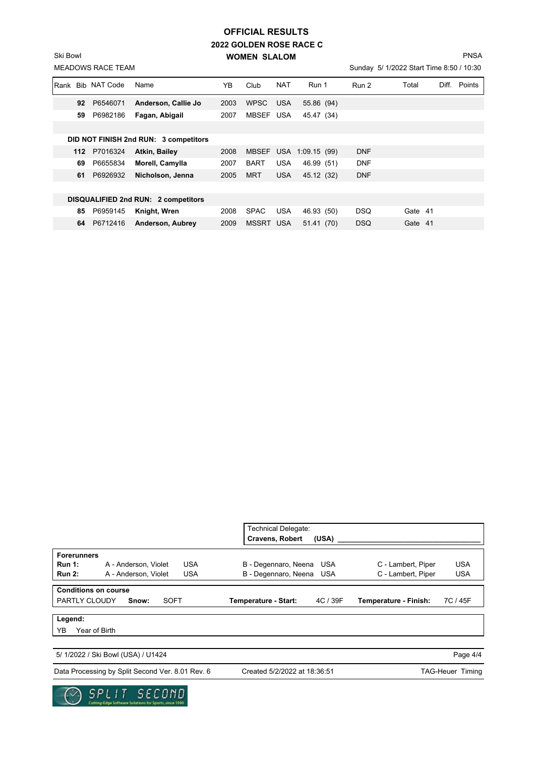# OFFICIAL RESULTS
## 2022 GOLDEN ROSE RACE C
### WOMEN SLALOM

Ski Bowl — PNSA

MEADOWS RACE TEAM — Sunday 5/ 1/2022 Start Time 8:50 / 10:30

| Rank | Bib | NAT Code | Name | YB | Club | NAT | Run 1 | Run 2 | Total | Diff. | Points |
|---|---|---|---|---|---|---|---|---|---|---|---|
| | 92 | P6546071 | **Anderson, Callie Jo** | 2003 | WPSC | USA | 55.86 (94) | | | | |
| | 59 | P6982186 | **Fagan, Abigail** | 2007 | MBSEF | USA | 45.47 (34) | | | | |
| | | | | | | | | | | | |
| | **DID NOT FINISH 2nd RUN: 3 competitors** | | | | | | | | | | |
| | 112 | P7016324 | **Atkin, Bailey** | 2008 | MBSEF | USA | 1:09.15 (99) | DNF | | | |
| | 69 | P6655834 | **Morell, Camylla** | 2007 | BART | USA | 46.99 (51) | DNF | | | |
| | 61 | P6926932 | **Nicholson, Jenna** | 2005 | MRT | USA | 45.12 (32) | DNF | | | |
| | | | | | | | | | | | |
| | **DISQUALIFIED 2nd RUN: 2 competitors** | | | | | | | | | | |
| | 85 | P6959145 | **Knight, Wren** | 2008 | SPAC | USA | 46.93 (50) | DSQ | Gate 41 | | |
| | 64 | P6712416 | **Anderson, Aubrey** | 2009 | MSSRT | USA | 51.41 (70) | DSQ | Gate 41 | | |

Technical Delegate: **Cravens, Robert (USA)**

**Forerunners**

| | | | | |
|---|---|---|---|---|
| **Run 1:** | A - Anderson, Violet USA | B - Degennaro, Neena USA | C - Lambert, Piper USA | |
| **Run 2:** | A - Anderson, Violet USA | B - Degennaro, Neena USA | C - Lambert, Piper USA | |

**Conditions on course**

PARTLY CLOUDY **Snow:** SOFT **Temperature - Start:** 4C / 39F **Temperature - Finish:** 7C / 45F

**Legend:**

YB Year of Birth

5/ 1/2022 / Ski Bowl (USA) / U1424

Data Processing by Split Second Ver. 8.01 Rev. 6 — Created 5/2/2022 at 18:36:51 — TAG-Heuer Timing